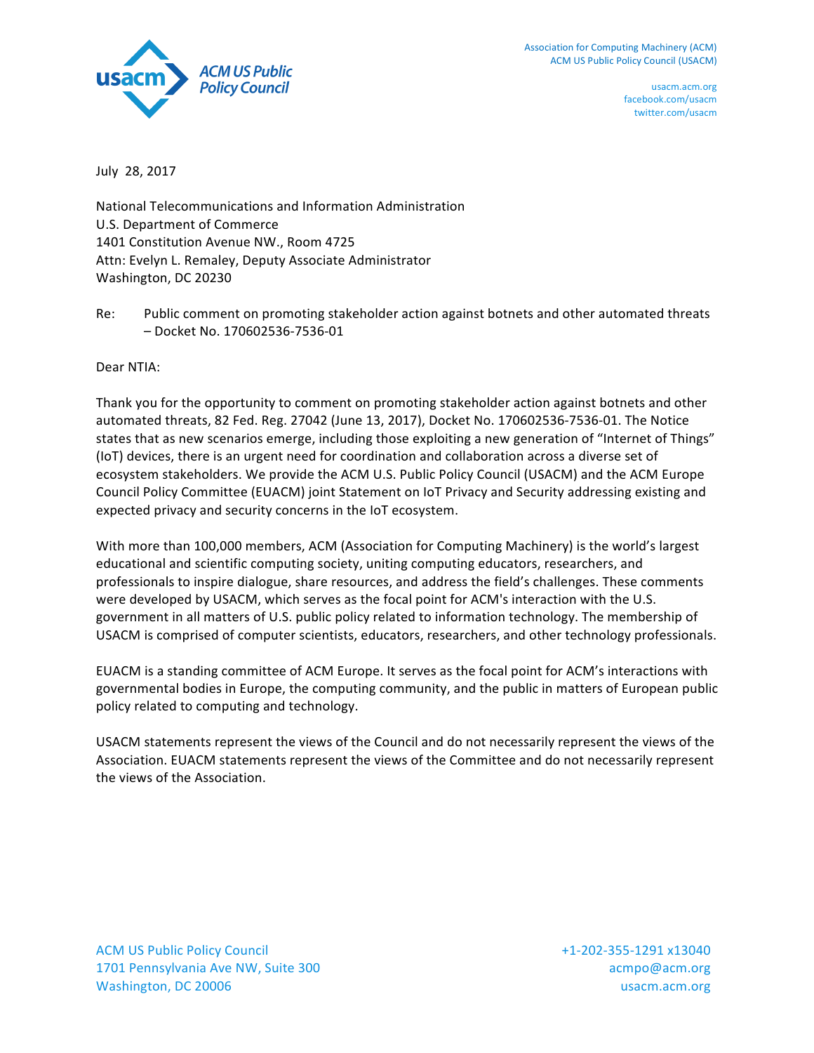Association for Computing Machinery (ACM)
ACM US Public Policy Council (USACM)

usacm.acm.org
facebook.com/usacm
twitter.com/usacm

July 28, 2017

National Telecommunications and Information Administration
U.S. Department of Commerce
1401 Constitution Avenue NW., Room 4725
Attn: Evelyn L. Remaley, Deputy Associate Administrator
Washington, DC 20230

Re: Public comment on promoting stakeholder action against botnets and other automated threats – Docket No. 170602536-7536-01

Dear NTIA:

Thank you for the opportunity to comment on promoting stakeholder action against botnets and other automated threats, 82 Fed. Reg. 27042 (June 13, 2017), Docket No. 170602536-7536-01. The Notice states that as new scenarios emerge, including those exploiting a new generation of "Internet of Things" (IoT) devices, there is an urgent need for coordination and collaboration across a diverse set of ecosystem stakeholders. We provide the ACM U.S. Public Policy Council (USACM) and the ACM Europe Council Policy Committee (EUACM) joint Statement on IoT Privacy and Security addressing existing and expected privacy and security concerns in the IoT ecosystem.

With more than 100,000 members, ACM (Association for Computing Machinery) is the world's largest educational and scientific computing society, uniting computing educators, researchers, and professionals to inspire dialogue, share resources, and address the field's challenges. These comments were developed by USACM, which serves as the focal point for ACM's interaction with the U.S. government in all matters of U.S. public policy related to information technology. The membership of USACM is comprised of computer scientists, educators, researchers, and other technology professionals.

EUACM is a standing committee of ACM Europe. It serves as the focal point for ACM's interactions with governmental bodies in Europe, the computing community, and the public in matters of European public policy related to computing and technology.

USACM statements represent the views of the Council and do not necessarily represent the views of the Association. EUACM statements represent the views of the Committee and do not necessarily represent the views of the Association.

ACM US Public Policy Council
1701 Pennsylvania Ave NW, Suite 300
Washington, DC 20006

+1-202-355-1291 x13040
acmpo@acm.org
usacm.acm.org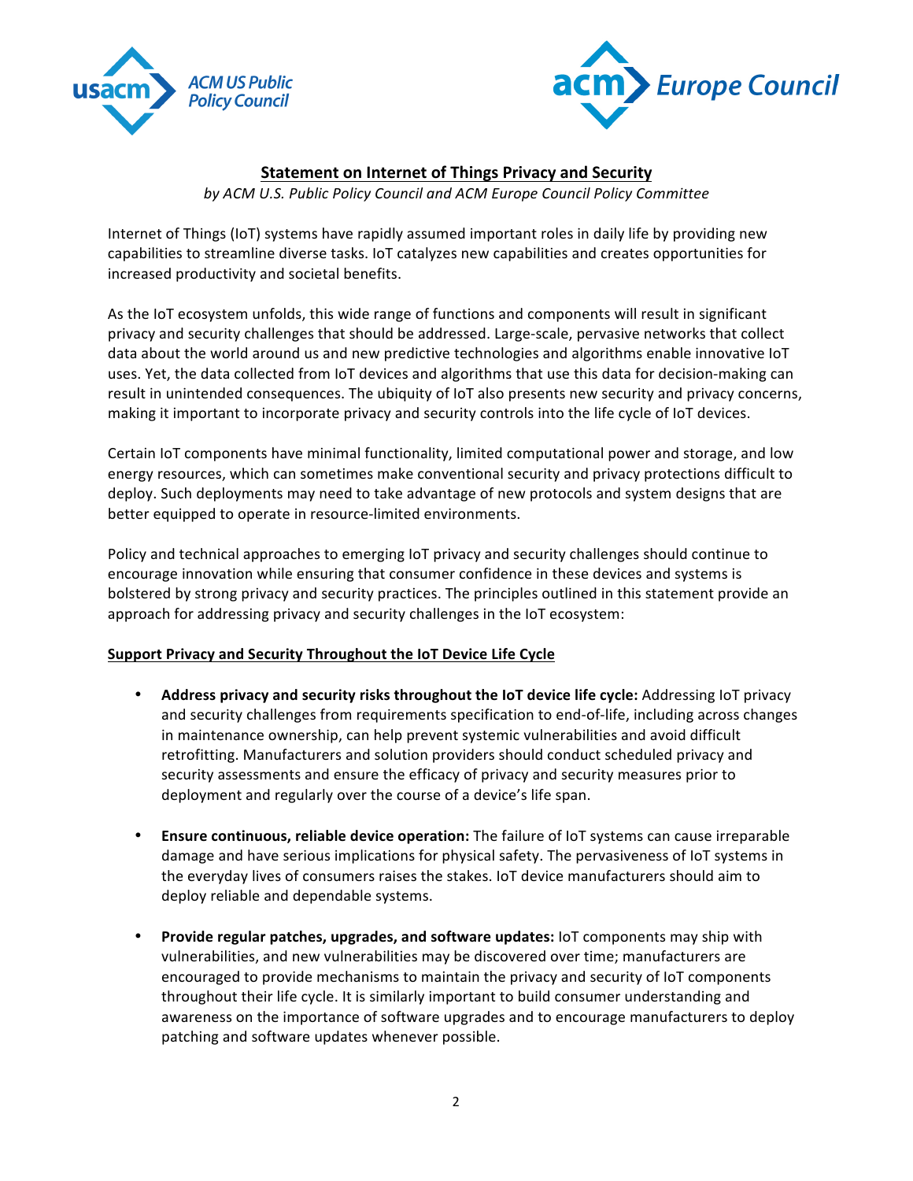## Statement on Internet of Things Privacy and Security

*by ACM U.S. Public Policy Council and ACM Europe Council Policy Committee*

Internet of Things (IoT) systems have rapidly assumed important roles in daily life by providing new capabilities to streamline diverse tasks. IoT catalyzes new capabilities and creates opportunities for increased productivity and societal benefits.

As the IoT ecosystem unfolds, this wide range of functions and components will result in significant privacy and security challenges that should be addressed. Large-scale, pervasive networks that collect data about the world around us and new predictive technologies and algorithms enable innovative IoT uses. Yet, the data collected from IoT devices and algorithms that use this data for decision-making can result in unintended consequences. The ubiquity of IoT also presents new security and privacy concerns, making it important to incorporate privacy and security controls into the life cycle of IoT devices.

Certain IoT components have minimal functionality, limited computational power and storage, and low energy resources, which can sometimes make conventional security and privacy protections difficult to deploy. Such deployments may need to take advantage of new protocols and system designs that are better equipped to operate in resource-limited environments.

Policy and technical approaches to emerging IoT privacy and security challenges should continue to encourage innovation while ensuring that consumer confidence in these devices and systems is bolstered by strong privacy and security practices. The principles outlined in this statement provide an approach for addressing privacy and security challenges in the IoT ecosystem:

### Support Privacy and Security Throughout the IoT Device Life Cycle

- **Address privacy and security risks throughout the IoT device life cycle:** Addressing IoT privacy and security challenges from requirements specification to end-of-life, including across changes in maintenance ownership, can help prevent systemic vulnerabilities and avoid difficult retrofitting. Manufacturers and solution providers should conduct scheduled privacy and security assessments and ensure the efficacy of privacy and security measures prior to deployment and regularly over the course of a device's life span.

- **Ensure continuous, reliable device operation:** The failure of IoT systems can cause irreparable damage and have serious implications for physical safety. The pervasiveness of IoT systems in the everyday lives of consumers raises the stakes. IoT device manufacturers should aim to deploy reliable and dependable systems.

- **Provide regular patches, upgrades, and software updates:** IoT components may ship with vulnerabilities, and new vulnerabilities may be discovered over time; manufacturers are encouraged to provide mechanisms to maintain the privacy and security of IoT components throughout their life cycle. It is similarly important to build consumer understanding and awareness on the importance of software upgrades and to encourage manufacturers to deploy patching and software updates whenever possible.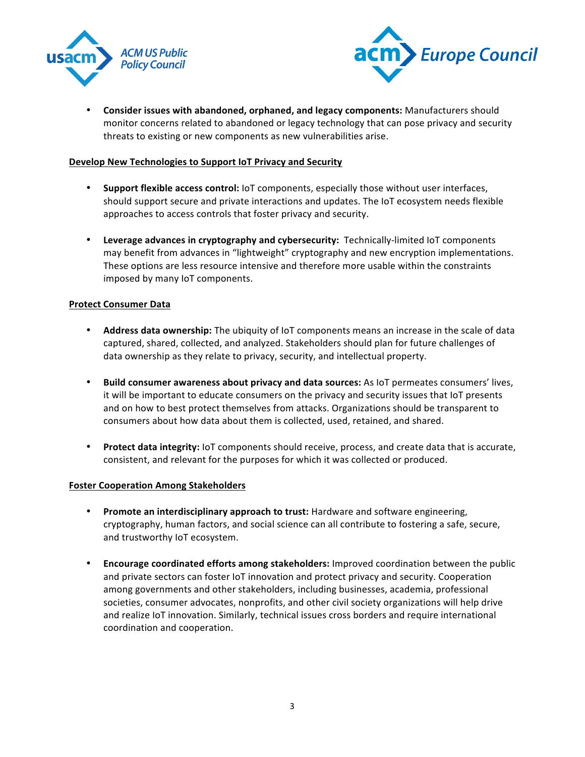- **Consider issues with abandoned, orphaned, and legacy components:** Manufacturers should monitor concerns related to abandoned or legacy technology that can pose privacy and security threats to existing or new components as new vulnerabilities arise.

**Develop New Technologies to Support IoT Privacy and Security**

- **Support flexible access control:** IoT components, especially those without user interfaces, should support secure and private interactions and updates. The IoT ecosystem needs flexible approaches to access controls that foster privacy and security.

- **Leverage advances in cryptography and cybersecurity:** Technically-limited IoT components may benefit from advances in "lightweight" cryptography and new encryption implementations. These options are less resource intensive and therefore more usable within the constraints imposed by many IoT components.

**Protect Consumer Data**

- **Address data ownership:** The ubiquity of IoT components means an increase in the scale of data captured, shared, collected, and analyzed. Stakeholders should plan for future challenges of data ownership as they relate to privacy, security, and intellectual property.

- **Build consumer awareness about privacy and data sources:** As IoT permeates consumers' lives, it will be important to educate consumers on the privacy and security issues that IoT presents and on how to best protect themselves from attacks. Organizations should be transparent to consumers about how data about them is collected, used, retained, and shared.

- **Protect data integrity:** IoT components should receive, process, and create data that is accurate, consistent, and relevant for the purposes for which it was collected or produced.

**Foster Cooperation Among Stakeholders**

- **Promote an interdisciplinary approach to trust:** Hardware and software engineering, cryptography, human factors, and social science can all contribute to fostering a safe, secure, and trustworthy IoT ecosystem.

- **Encourage coordinated efforts among stakeholders:** Improved coordination between the public and private sectors can foster IoT innovation and protect privacy and security. Cooperation among governments and other stakeholders, including businesses, academia, professional societies, consumer advocates, nonprofits, and other civil society organizations will help drive and realize IoT innovation. Similarly, technical issues cross borders and require international coordination and cooperation.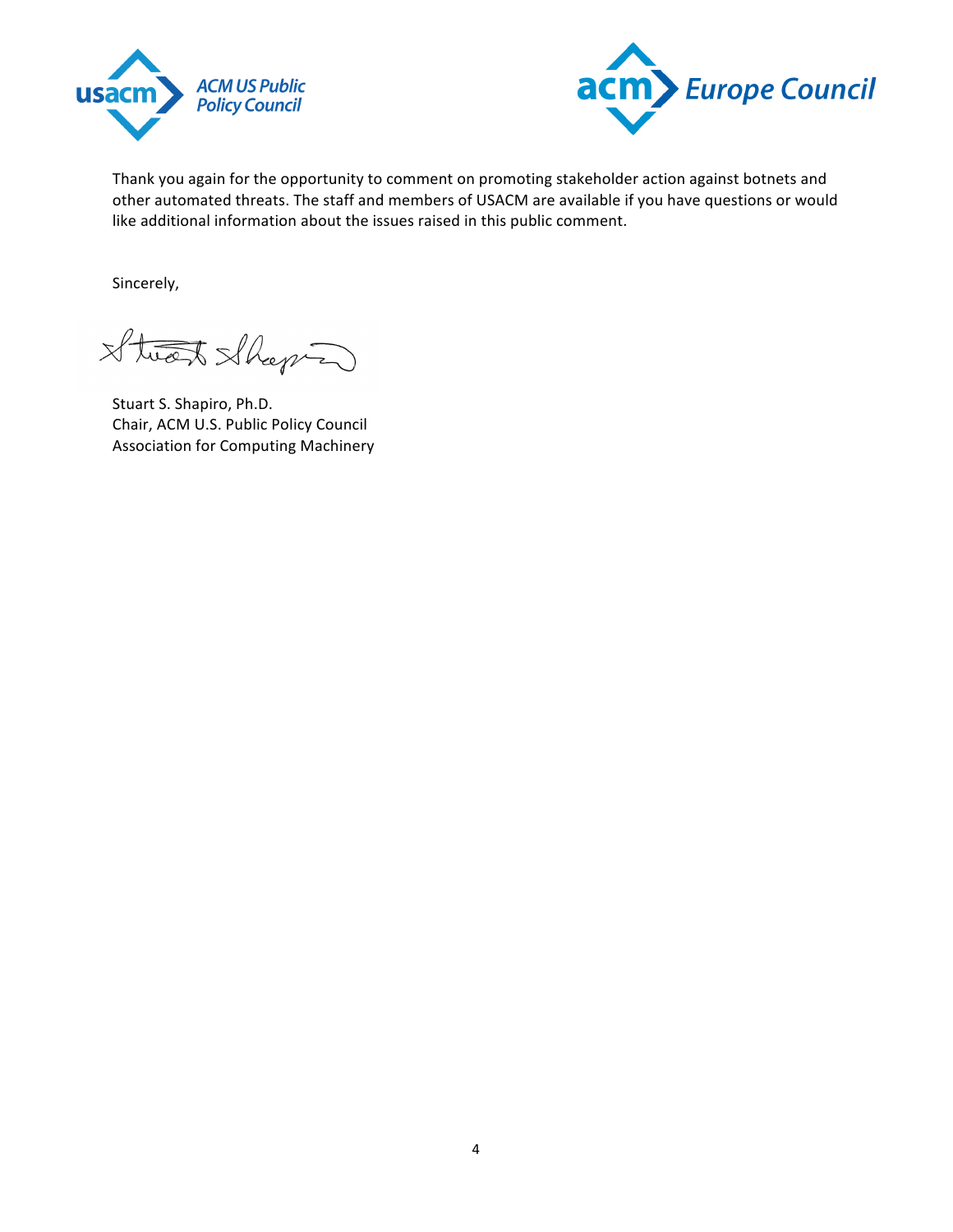Thank you again for the opportunity to comment on promoting stakeholder action against botnets and other automated threats. The staff and members of USACM are available if you have questions or would like additional information about the issues raised in this public comment.

Sincerely,

Stuart S. Shapiro, Ph.D.
Chair, ACM U.S. Public Policy Council
Association for Computing Machinery